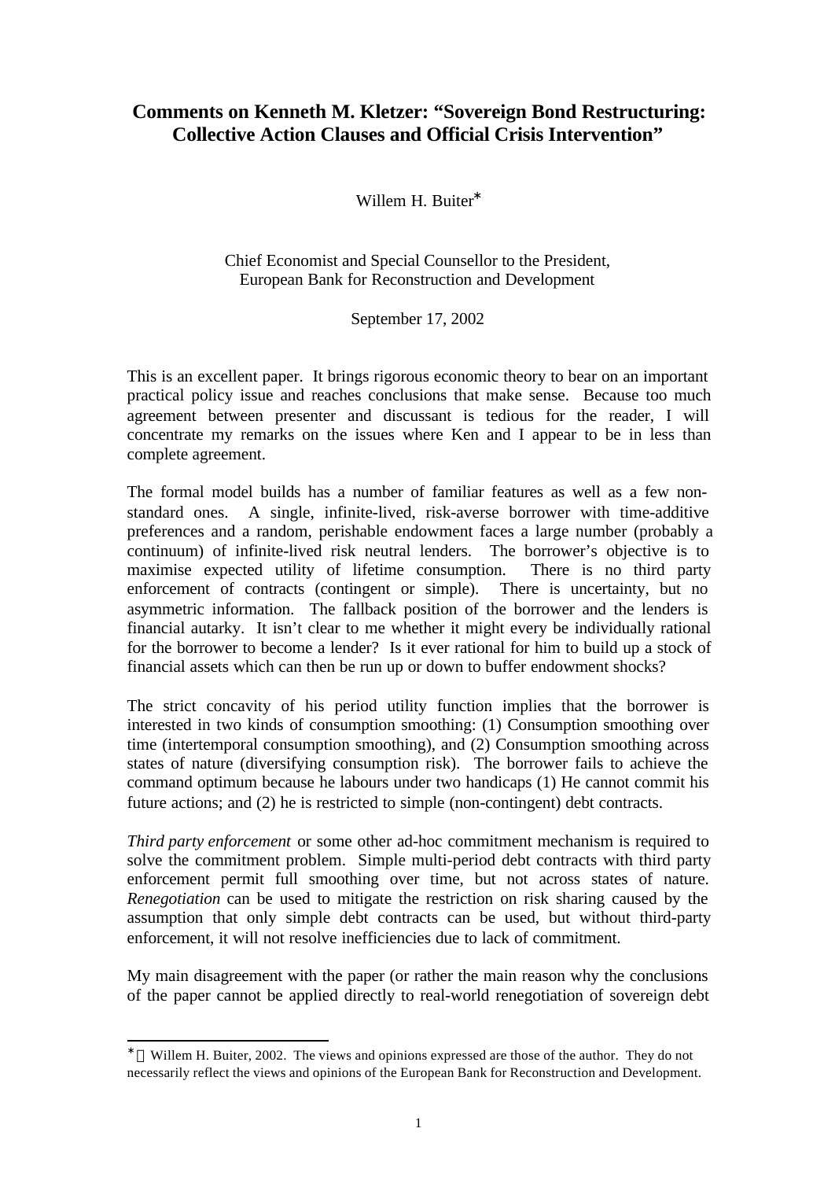# Comments on Kenneth M. Kletzer: "Sovereign Bond Restructuring: Collective Action Clauses and Official Crisis Intervention"

Willem H. Buiter*

Chief Economist and Special Counsellor to the President,
European Bank for Reconstruction and Development

September 17, 2002

This is an excellent paper. It brings rigorous economic theory to bear on an important practical policy issue and reaches conclusions that make sense. Because too much agreement between presenter and discussant is tedious for the reader, I will concentrate my remarks on the issues where Ken and I appear to be in less than complete agreement.

The formal model builds has a number of familiar features as well as a few non-standard ones. A single, infinite-lived, risk-averse borrower with time-additive preferences and a random, perishable endowment faces a large number (probably a continuum) of infinite-lived risk neutral lenders. The borrower's objective is to maximise expected utility of lifetime consumption. There is no third party enforcement of contracts (contingent or simple). There is uncertainty, but no asymmetric information. The fallback position of the borrower and the lenders is financial autarky. It isn't clear to me whether it might every be individually rational for the borrower to become a lender? Is it ever rational for him to build up a stock of financial assets which can then be run up or down to buffer endowment shocks?

The strict concavity of his period utility function implies that the borrower is interested in two kinds of consumption smoothing: (1) Consumption smoothing over time (intertemporal consumption smoothing), and (2) Consumption smoothing across states of nature (diversifying consumption risk). The borrower fails to achieve the command optimum because he labours under two handicaps (1) He cannot commit his future actions; and (2) he is restricted to simple (non-contingent) debt contracts.

*Third party enforcement* or some other ad-hoc commitment mechanism is required to solve the commitment problem. Simple multi-period debt contracts with third party enforcement permit full smoothing over time, but not across states of nature. *Renegotiation* can be used to mitigate the restriction on risk sharing caused by the assumption that only simple debt contracts can be used, but without third-party enforcement, it will not resolve inefficiencies due to lack of commitment.

My main disagreement with the paper (or rather the main reason why the conclusions of the paper cannot be applied directly to real-world renegotiation of sovereign debt

* © Willem H. Buiter, 2002. The views and opinions expressed are those of the author. They do not necessarily reflect the views and opinions of the European Bank for Reconstruction and Development.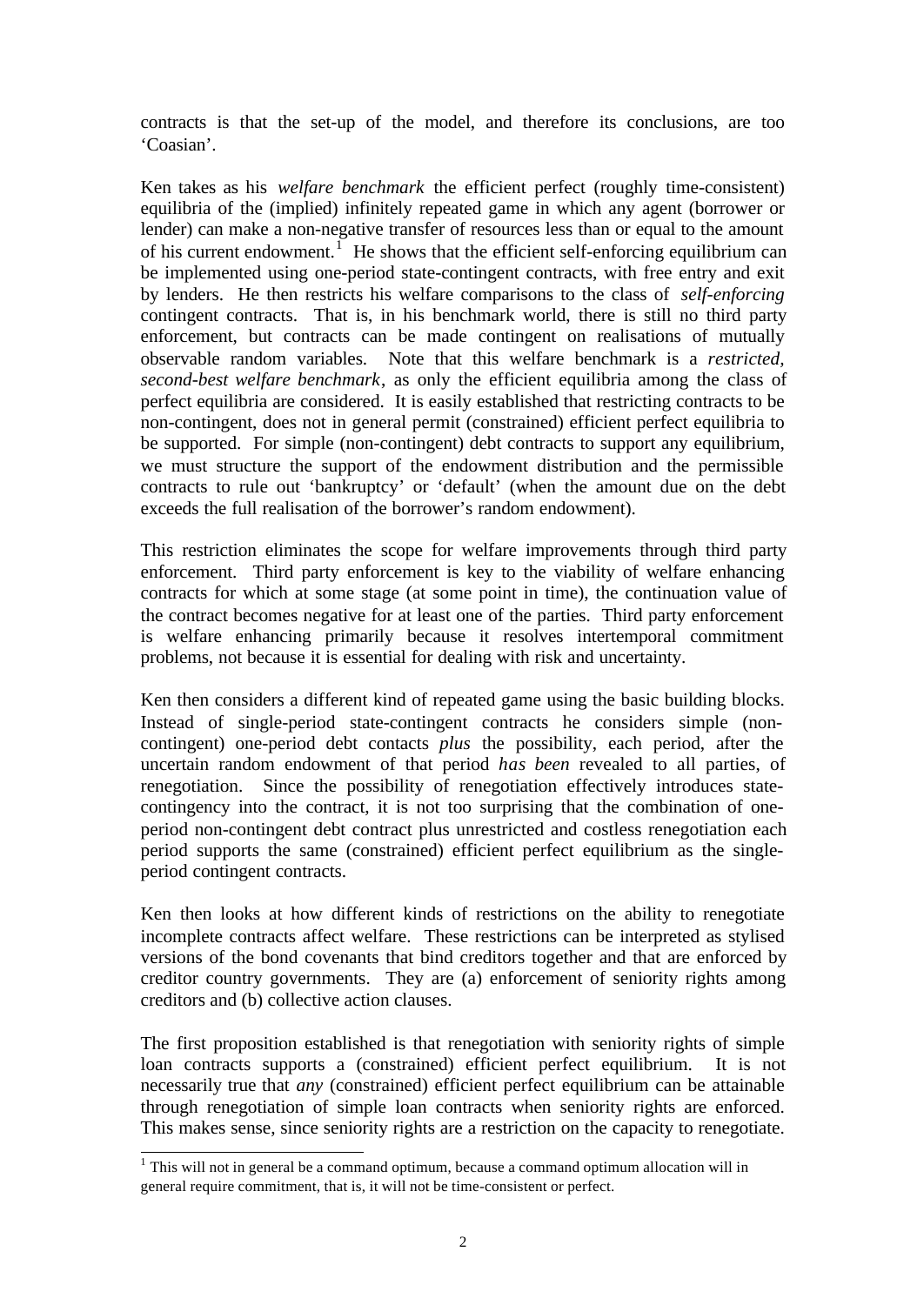contracts is that the set-up of the model, and therefore its conclusions, are too 'Coasian'.

Ken takes as his *welfare benchmark* the efficient perfect (roughly time-consistent) equilibria of the (implied) infinitely repeated game in which any agent (borrower or lender) can make a non-negative transfer of resources less than or equal to the amount of his current endowment.[1] He shows that the efficient self-enforcing equilibrium can be implemented using one-period state-contingent contracts, with free entry and exit by lenders. He then restricts his welfare comparisons to the class of *self-enforcing* contingent contracts. That is, in his benchmark world, there is still no third party enforcement, but contracts can be made contingent on realisations of mutually observable random variables. Note that this welfare benchmark is a *restricted, second-best welfare benchmark*, as only the efficient equilibria among the class of perfect equilibria are considered. It is easily established that restricting contracts to be non-contingent, does not in general permit (constrained) efficient perfect equilibria to be supported. For simple (non-contingent) debt contracts to support any equilibrium, we must structure the support of the endowment distribution and the permissible contracts to rule out 'bankruptcy' or 'default' (when the amount due on the debt exceeds the full realisation of the borrower's random endowment).

This restriction eliminates the scope for welfare improvements through third party enforcement. Third party enforcement is key to the viability of welfare enhancing contracts for which at some stage (at some point in time), the continuation value of the contract becomes negative for at least one of the parties. Third party enforcement is welfare enhancing primarily because it resolves intertemporal commitment problems, not because it is essential for dealing with risk and uncertainty.

Ken then considers a different kind of repeated game using the basic building blocks. Instead of single-period state-contingent contracts he considers simple (non-contingent) one-period debt contacts *plus* the possibility, each period, after the uncertain random endowment of that period *has been* revealed to all parties, of renegotiation. Since the possibility of renegotiation effectively introduces state-contingency into the contract, it is not too surprising that the combination of one-period non-contingent debt contract plus unrestricted and costless renegotiation each period supports the same (constrained) efficient perfect equilibrium as the single-period contingent contracts.

Ken then looks at how different kinds of restrictions on the ability to renegotiate incomplete contracts affect welfare. These restrictions can be interpreted as stylised versions of the bond covenants that bind creditors together and that are enforced by creditor country governments. They are (a) enforcement of seniority rights among creditors and (b) collective action clauses.

The first proposition established is that renegotiation with seniority rights of simple loan contracts supports a (constrained) efficient perfect equilibrium. It is not necessarily true that *any* (constrained) efficient perfect equilibrium can be attainable through renegotiation of simple loan contracts when seniority rights are enforced. This makes sense, since seniority rights are a restriction on the capacity to renegotiate.

[1] This will not in general be a command optimum, because a command optimum allocation will in general require commitment, that is, it will not be time-consistent or perfect.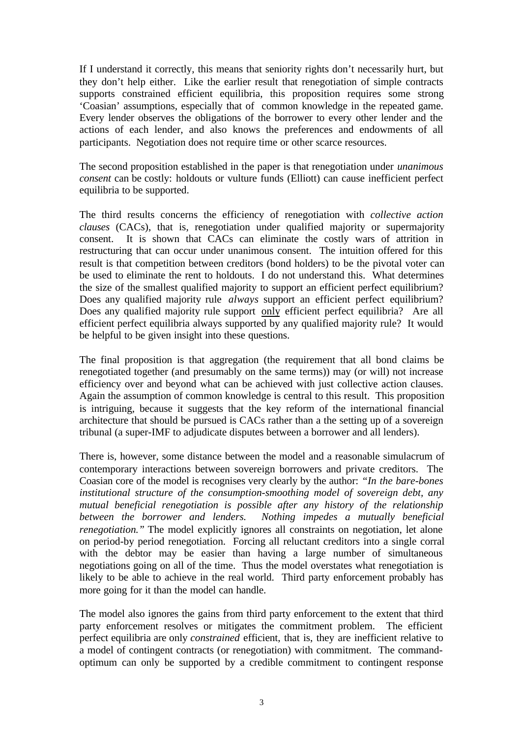If I understand it correctly, this means that seniority rights don't necessarily hurt, but they don't help either. Like the earlier result that renegotiation of simple contracts supports constrained efficient equilibria, this proposition requires some strong 'Coasian' assumptions, especially that of common knowledge in the repeated game. Every lender observes the obligations of the borrower to every other lender and the actions of each lender, and also knows the preferences and endowments of all participants. Negotiation does not require time or other scarce resources.

The second proposition established in the paper is that renegotiation under *unanimous consent* can be costly: holdouts or vulture funds (Elliott) can cause inefficient perfect equilibria to be supported.

The third results concerns the efficiency of renegotiation with *collective action clauses* (CACs), that is, renegotiation under qualified majority or supermajority consent. It is shown that CACs can eliminate the costly wars of attrition in restructuring that can occur under unanimous consent. The intuition offered for this result is that competition between creditors (bond holders) to be the pivotal voter can be used to eliminate the rent to holdouts. I do not understand this. What determines the size of the smallest qualified majority to support an efficient perfect equilibrium? Does any qualified majority rule *always* support an efficient perfect equilibrium? Does any qualified majority rule support <u>only</u> efficient perfect equilibria? Are all efficient perfect equilibria always supported by any qualified majority rule? It would be helpful to be given insight into these questions.

The final proposition is that aggregation (the requirement that all bond claims be renegotiated together (and presumably on the same terms)) may (or will) not increase efficiency over and beyond what can be achieved with just collective action clauses. Again the assumption of common knowledge is central to this result. This proposition is intriguing, because it suggests that the key reform of the international financial architecture that should be pursued is CACs rather than a the setting up of a sovereign tribunal (a super-IMF to adjudicate disputes between a borrower and all lenders).

There is, however, some distance between the model and a reasonable simulacrum of contemporary interactions between sovereign borrowers and private creditors. The Coasian core of the model is recognises very clearly by the author: *"In the bare-bones institutional structure of the consumption-smoothing model of sovereign debt, any mutual beneficial renegotiation is possible after any history of the relationship between the borrower and lenders. Nothing impedes a mutually beneficial renegotiation."* The model explicitly ignores all constraints on negotiation, let alone on period-by period renegotiation. Forcing all reluctant creditors into a single corral with the debtor may be easier than having a large number of simultaneous negotiations going on all of the time. Thus the model overstates what renegotiation is likely to be able to achieve in the real world. Third party enforcement probably has more going for it than the model can handle.

The model also ignores the gains from third party enforcement to the extent that third party enforcement resolves or mitigates the commitment problem. The efficient perfect equilibria are only *constrained* efficient, that is, they are inefficient relative to a model of contingent contracts (or renegotiation) with commitment. The command-optimum can only be supported by a credible commitment to contingent response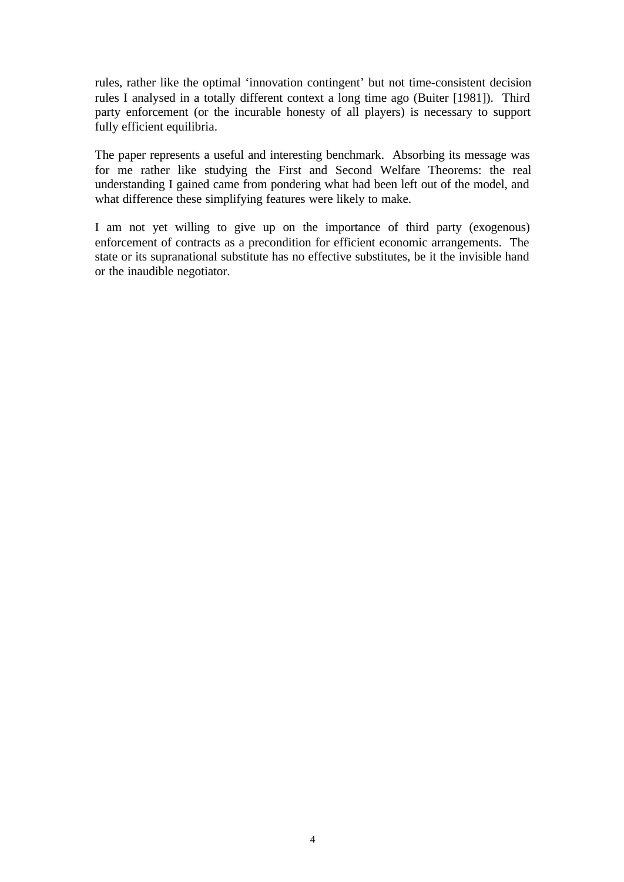rules, rather like the optimal 'innovation contingent' but not time-consistent decision rules I analysed in a totally different context a long time ago (Buiter [1981]). Third party enforcement (or the incurable honesty of all players) is necessary to support fully efficient equilibria.

The paper represents a useful and interesting benchmark. Absorbing its message was for me rather like studying the First and Second Welfare Theorems: the real understanding I gained came from pondering what had been left out of the model, and what difference these simplifying features were likely to make.

I am not yet willing to give up on the importance of third party (exogenous) enforcement of contracts as a precondition for efficient economic arrangements. The state or its supranational substitute has no effective substitutes, be it the invisible hand or the inaudible negotiator.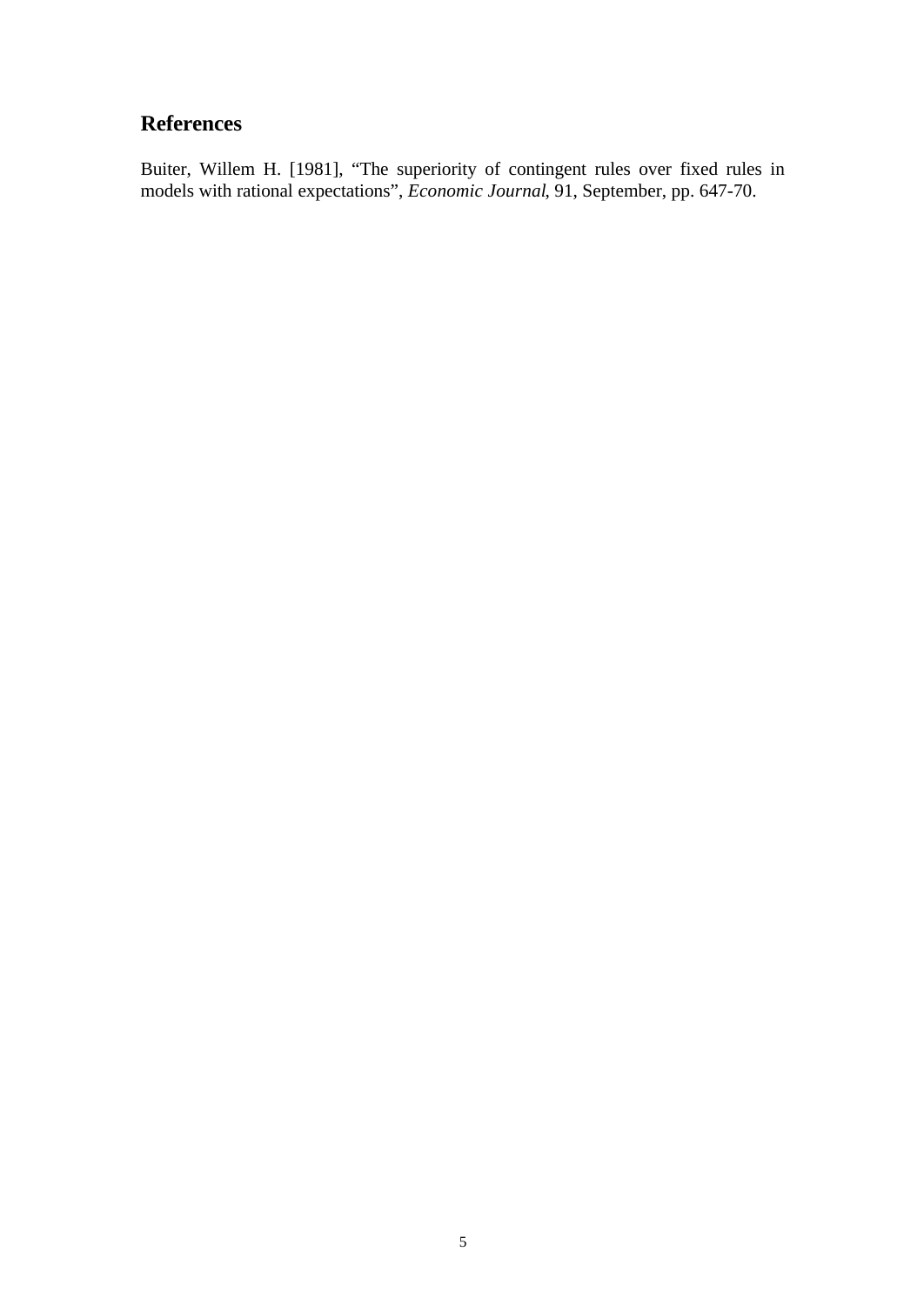## References

Buiter, Willem H. [1981], "The superiority of contingent rules over fixed rules in models with rational expectations", *Economic Journal*, 91, September, pp. 647-70.